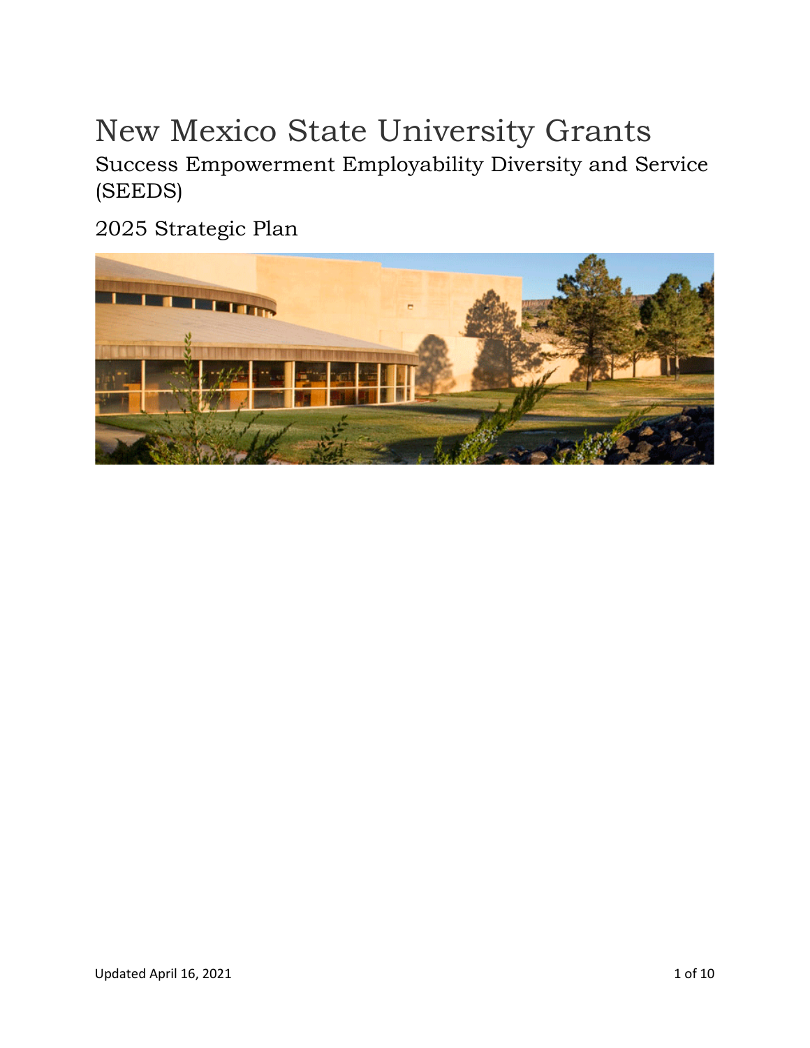# New Mexico State University Grants

## Success Empowerment Employability Diversity and Service (SEEDS)

## 2025 Strategic Plan

Updated April 16, 2021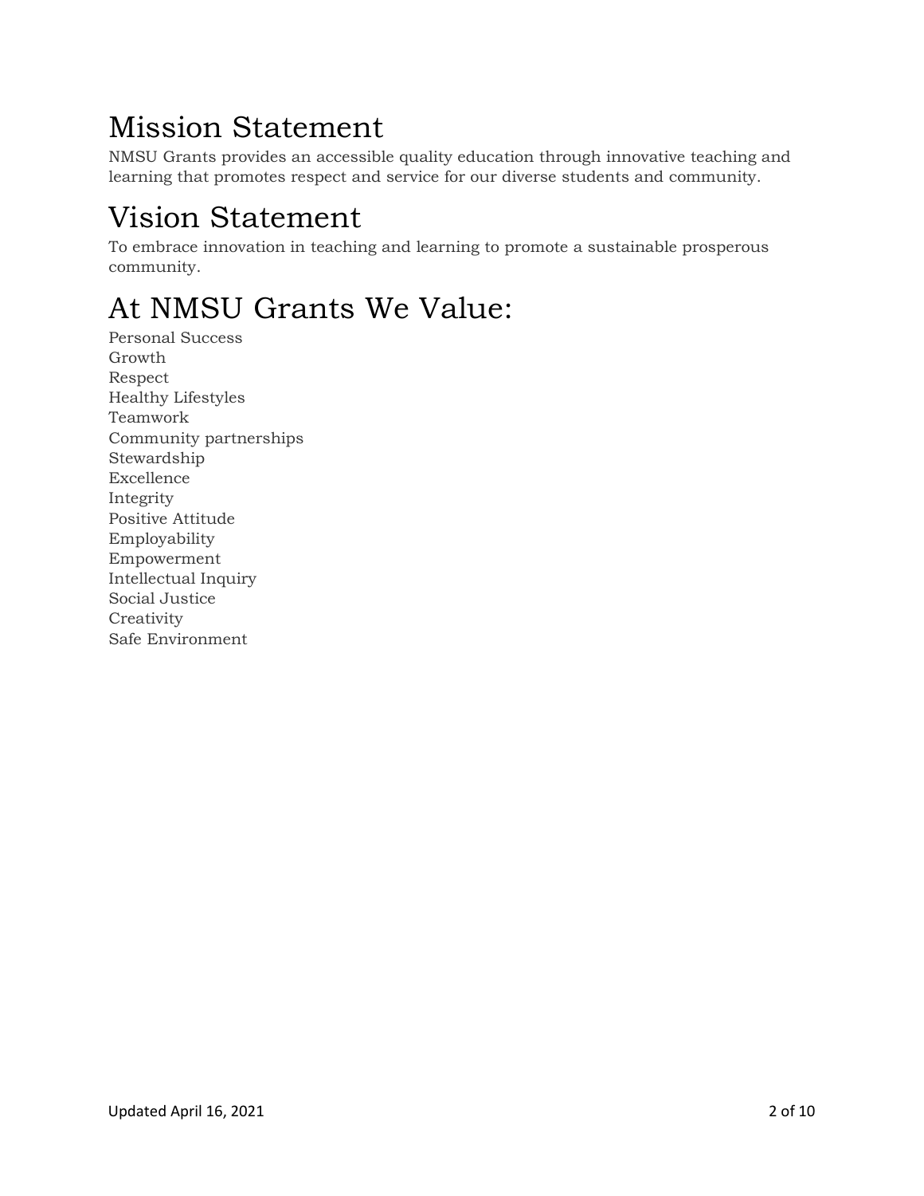# Mission Statement

NMSU Grants provides an accessible quality education through innovative teaching and learning that promotes respect and service for our diverse students and community.

# Vision Statement

To embrace innovation in teaching and learning to promote a sustainable prosperous community.

# At NMSU Grants We Value:

Personal Success
Growth
Respect
Healthy Lifestyles
Teamwork
Community partnerships
Stewardship
Excellence
Integrity
Positive Attitude
Employability
Empowerment
Intellectual Inquiry
Social Justice
Creativity
Safe Environment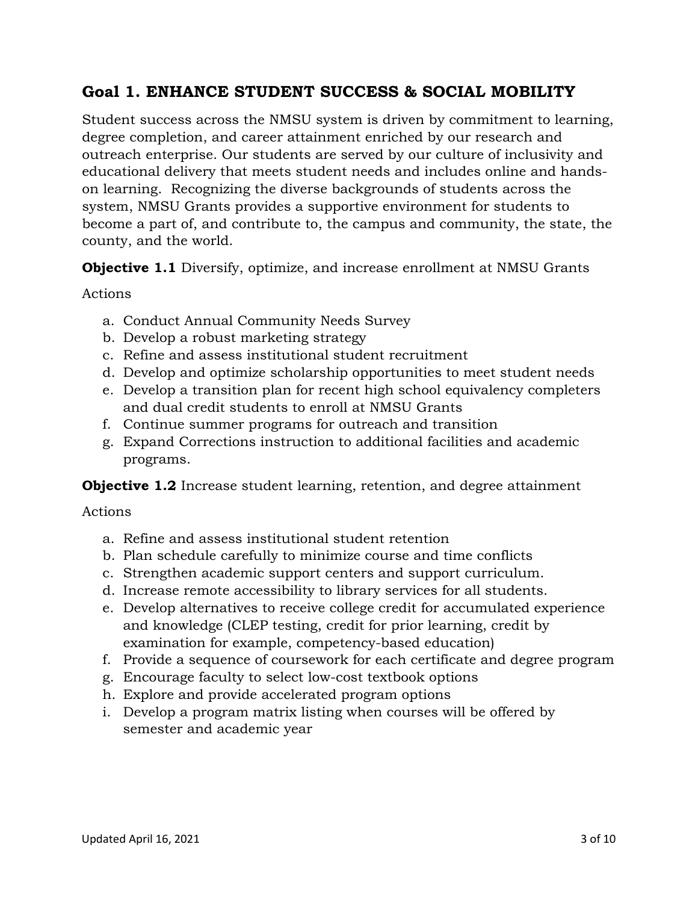## Goal 1. ENHANCE STUDENT SUCCESS & SOCIAL MOBILITY

Student success across the NMSU system is driven by commitment to learning, degree completion, and career attainment enriched by our research and outreach enterprise. Our students are served by our culture of inclusivity and educational delivery that meets student needs and includes online and hands-on learning. Recognizing the diverse backgrounds of students across the system, NMSU Grants provides a supportive environment for students to become a part of, and contribute to, the campus and community, the state, the county, and the world.

**Objective 1.1** Diversify, optimize, and increase enrollment at NMSU Grants

Actions

a. Conduct Annual Community Needs Survey
b. Develop a robust marketing strategy
c. Refine and assess institutional student recruitment
d. Develop and optimize scholarship opportunities to meet student needs
e. Develop a transition plan for recent high school equivalency completers and dual credit students to enroll at NMSU Grants
f. Continue summer programs for outreach and transition
g. Expand Corrections instruction to additional facilities and academic programs.

**Objective 1.2** Increase student learning, retention, and degree attainment

Actions

a. Refine and assess institutional student retention
b. Plan schedule carefully to minimize course and time conflicts
c. Strengthen academic support centers and support curriculum.
d. Increase remote accessibility to library services for all students.
e. Develop alternatives to receive college credit for accumulated experience and knowledge (CLEP testing, credit for prior learning, credit by examination for example, competency-based education)
f. Provide a sequence of coursework for each certificate and degree program
g. Encourage faculty to select low-cost textbook options
h. Explore and provide accelerated program options
i. Develop a program matrix listing when courses will be offered by semester and academic year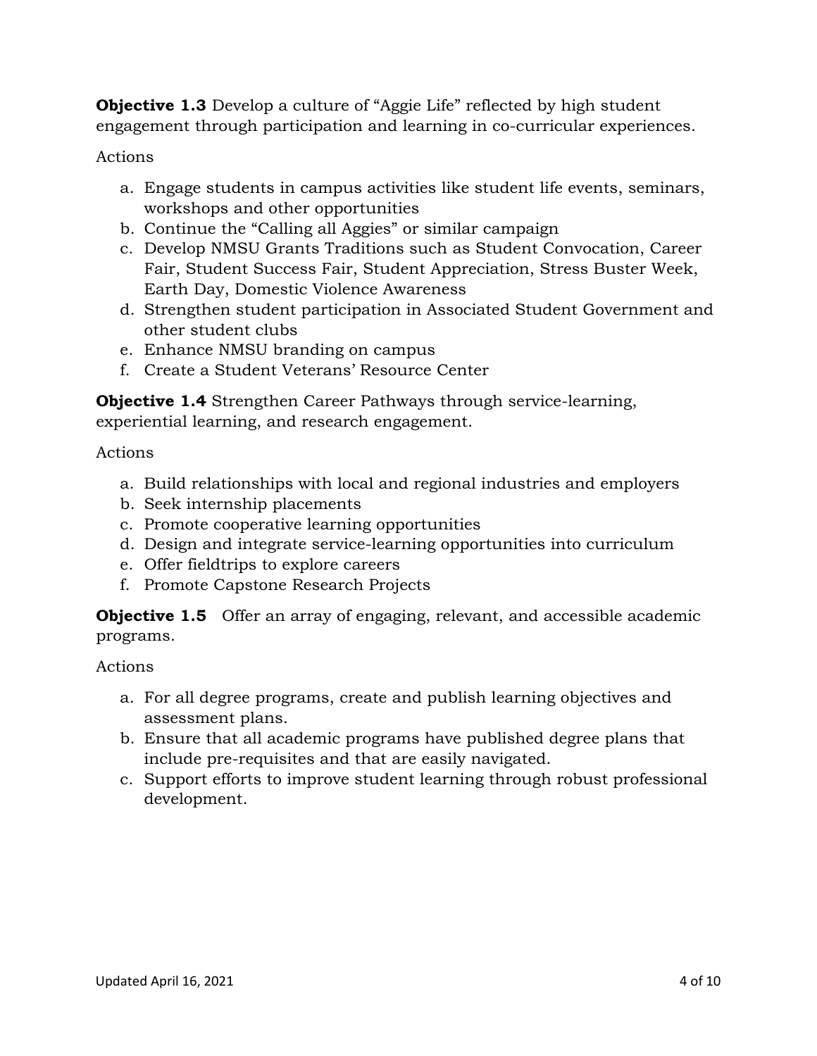**Objective 1.3** Develop a culture of "Aggie Life" reflected by high student engagement through participation and learning in co-curricular experiences.

Actions

a. Engage students in campus activities like student life events, seminars, workshops and other opportunities
b. Continue the "Calling all Aggies" or similar campaign
c. Develop NMSU Grants Traditions such as Student Convocation, Career Fair, Student Success Fair, Student Appreciation, Stress Buster Week, Earth Day, Domestic Violence Awareness
d. Strengthen student participation in Associated Student Government and other student clubs
e. Enhance NMSU branding on campus
f. Create a Student Veterans' Resource Center

**Objective 1.4** Strengthen Career Pathways through service-learning, experiential learning, and research engagement.

Actions

a. Build relationships with local and regional industries and employers
b. Seek internship placements
c. Promote cooperative learning opportunities
d. Design and integrate service-learning opportunities into curriculum
e. Offer fieldtrips to explore careers
f. Promote Capstone Research Projects

**Objective 1.5** Offer an array of engaging, relevant, and accessible academic programs.

Actions

a. For all degree programs, create and publish learning objectives and assessment plans.
b. Ensure that all academic programs have published degree plans that include pre-requisites and that are easily navigated.
c. Support efforts to improve student learning through robust professional development.

Updated April 16, 2021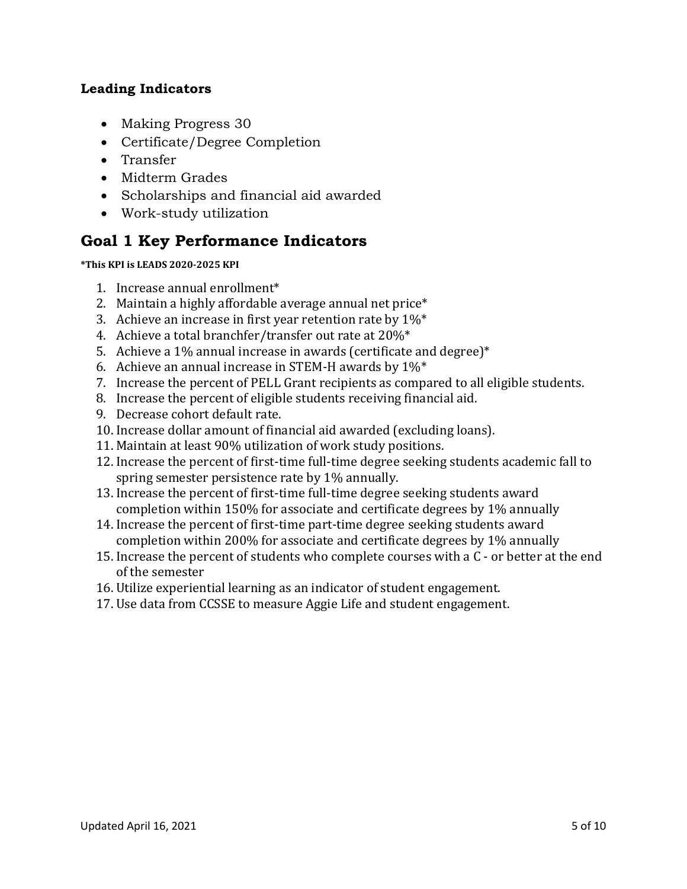### Leading Indicators

- Making Progress 30
- Certificate/Degree Completion
- Transfer
- Midterm Grades
- Scholarships and financial aid awarded
- Work-study utilization

## Goal 1 Key Performance Indicators

**\*This KPI is LEADS 2020-2025 KPI**

1. Increase annual enrollment*
2. Maintain a highly affordable average annual net price*
3. Achieve an increase in first year retention rate by 1%*
4. Achieve a total branchfer/transfer out rate at 20%*
5. Achieve a 1% annual increase in awards (certificate and degree)*
6. Achieve an annual increase in STEM-H awards by 1%*
7. Increase the percent of PELL Grant recipients as compared to all eligible students.
8. Increase the percent of eligible students receiving financial aid.
9. Decrease cohort default rate.
10. Increase dollar amount of financial aid awarded (excluding loans).
11. Maintain at least 90% utilization of work study positions.
12. Increase the percent of first-time full-time degree seeking students academic fall to spring semester persistence rate by 1% annually.
13. Increase the percent of first-time full-time degree seeking students award completion within 150% for associate and certificate degrees by 1% annually
14. Increase the percent of first-time part-time degree seeking students award completion within 200% for associate and certificate degrees by 1% annually
15. Increase the percent of students who complete courses with a C - or better at the end of the semester
16. Utilize experiential learning as an indicator of student engagement.
17. Use data from CCSSE to measure Aggie Life and student engagement.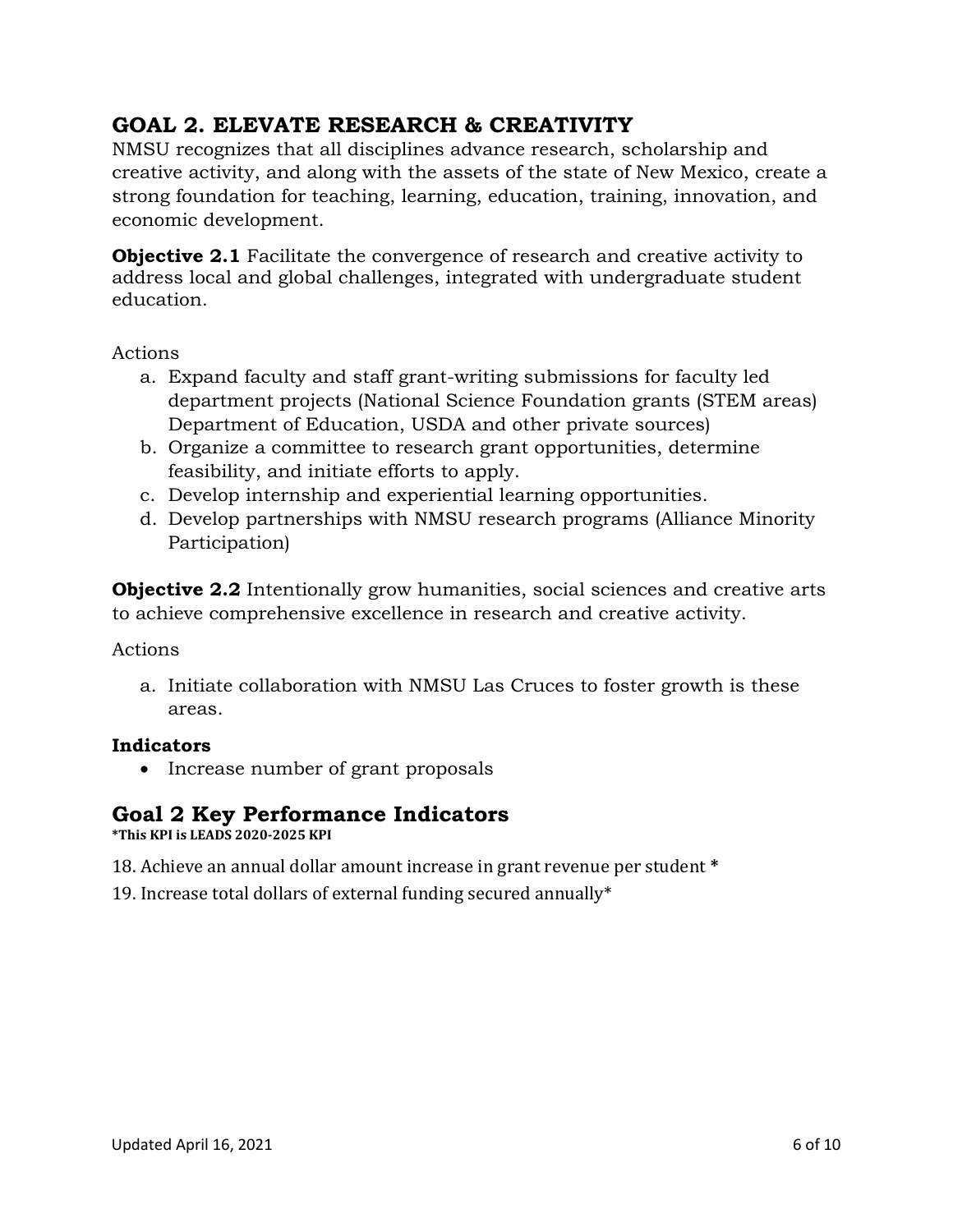## GOAL 2. ELEVATE RESEARCH & CREATIVITY

NMSU recognizes that all disciplines advance research, scholarship and creative activity, and along with the assets of the state of New Mexico, create a strong foundation for teaching, learning, education, training, innovation, and economic development.

**Objective 2.1** Facilitate the convergence of research and creative activity to address local and global challenges, integrated with undergraduate student education.

Actions

a. Expand faculty and staff grant-writing submissions for faculty led department projects (National Science Foundation grants (STEM areas) Department of Education, USDA and other private sources)
b. Organize a committee to research grant opportunities, determine feasibility, and initiate efforts to apply.
c. Develop internship and experiential learning opportunities.
d. Develop partnerships with NMSU research programs (Alliance Minority Participation)

**Objective 2.2** Intentionally grow humanities, social sciences and creative arts to achieve comprehensive excellence in research and creative activity.

Actions

a. Initiate collaboration with NMSU Las Cruces to foster growth is these areas.

**Indicators**

- Increase number of grant proposals

## Goal 2 Key Performance Indicators

***This KPI is LEADS 2020-2025 KPI**

18. Achieve an annual dollar amount increase in grant revenue per student **\***

19. Increase total dollars of external funding secured annually*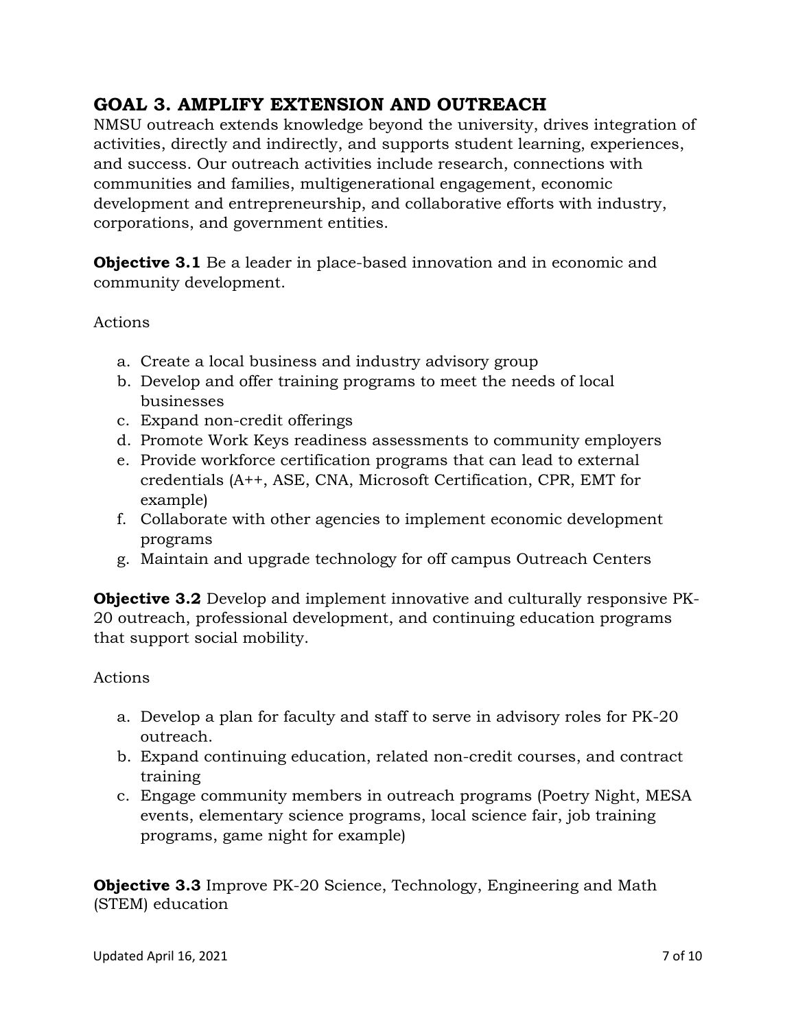## GOAL 3. AMPLIFY EXTENSION AND OUTREACH

NMSU outreach extends knowledge beyond the university, drives integration of activities, directly and indirectly, and supports student learning, experiences, and success. Our outreach activities include research, connections with communities and families, multigenerational engagement, economic development and entrepreneurship, and collaborative efforts with industry, corporations, and government entities.

**Objective 3.1** Be a leader in place-based innovation and in economic and community development.

Actions

a. Create a local business and industry advisory group
b. Develop and offer training programs to meet the needs of local businesses
c. Expand non-credit offerings
d. Promote Work Keys readiness assessments to community employers
e. Provide workforce certification programs that can lead to external credentials (A++, ASE, CNA, Microsoft Certification, CPR, EMT for example)
f. Collaborate with other agencies to implement economic development programs
g. Maintain and upgrade technology for off campus Outreach Centers

**Objective 3.2** Develop and implement innovative and culturally responsive PK-20 outreach, professional development, and continuing education programs that support social mobility.

Actions

a. Develop a plan for faculty and staff to serve in advisory roles for PK-20 outreach.
b. Expand continuing education, related non-credit courses, and contract training
c. Engage community members in outreach programs (Poetry Night, MESA events, elementary science programs, local science fair, job training programs, game night for example)

**Objective 3.3** Improve PK-20 Science, Technology, Engineering and Math (STEM) education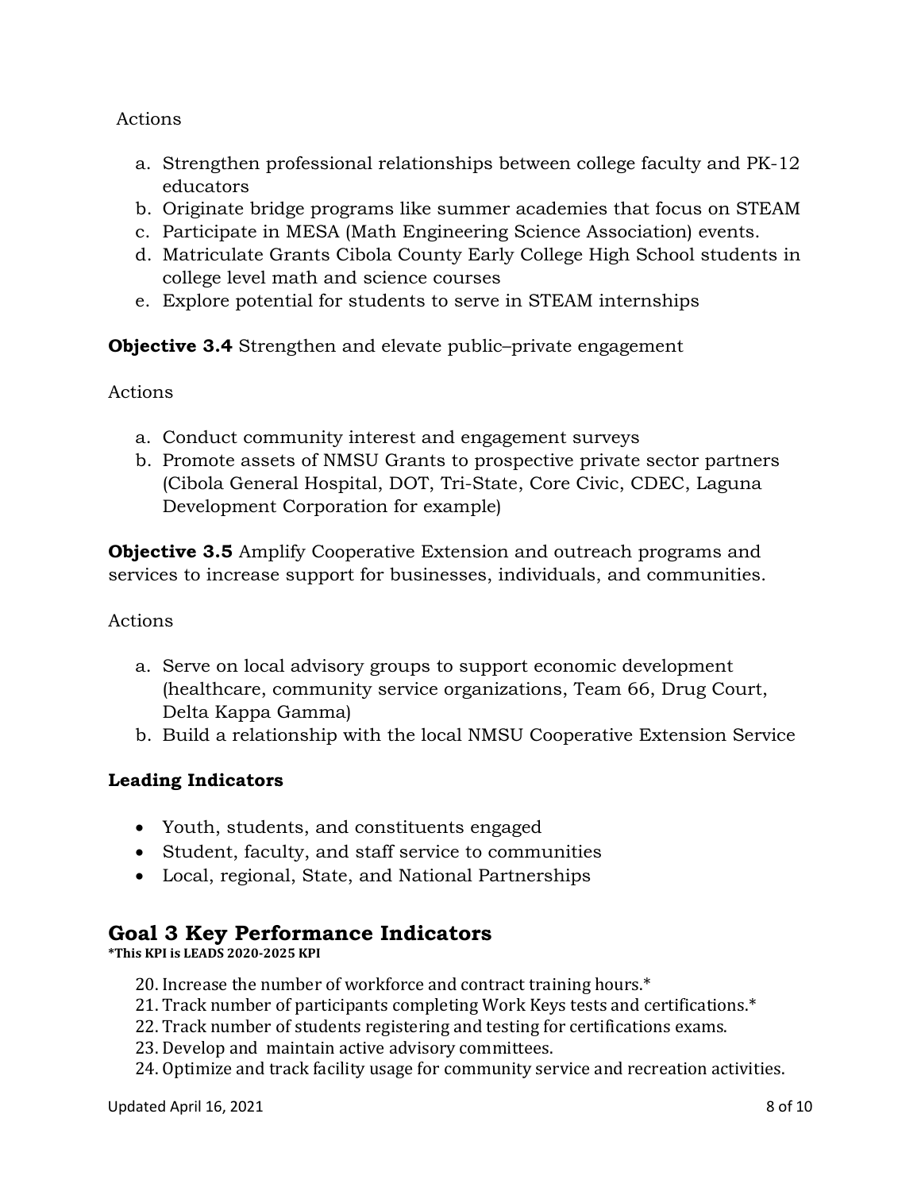Actions

a. Strengthen professional relationships between college faculty and PK-12 educators
b. Originate bridge programs like summer academies that focus on STEAM
c. Participate in MESA (Math Engineering Science Association) events.
d. Matriculate Grants Cibola County Early College High School students in college level math and science courses
e. Explore potential for students to serve in STEAM internships

**Objective 3.4** Strengthen and elevate public–private engagement

Actions

a. Conduct community interest and engagement surveys
b. Promote assets of NMSU Grants to prospective private sector partners (Cibola General Hospital, DOT, Tri-State, Core Civic, CDEC, Laguna Development Corporation for example)

**Objective 3.5** Amplify Cooperative Extension and outreach programs and services to increase support for businesses, individuals, and communities.

Actions

a. Serve on local advisory groups to support economic development (healthcare, community service organizations, Team 66, Drug Court, Delta Kappa Gamma)
b. Build a relationship with the local NMSU Cooperative Extension Service

**Leading Indicators**

- Youth, students, and constituents engaged
- Student, faculty, and staff service to communities
- Local, regional, State, and National Partnerships

## Goal 3 Key Performance Indicators

**\*This KPI is LEADS 2020-2025 KPI**

20. Increase the number of workforce and contract training hours.*
21. Track number of participants completing Work Keys tests and certifications.*
22. Track number of students registering and testing for certifications exams.
23. Develop and maintain active advisory committees.
24. Optimize and track facility usage for community service and recreation activities.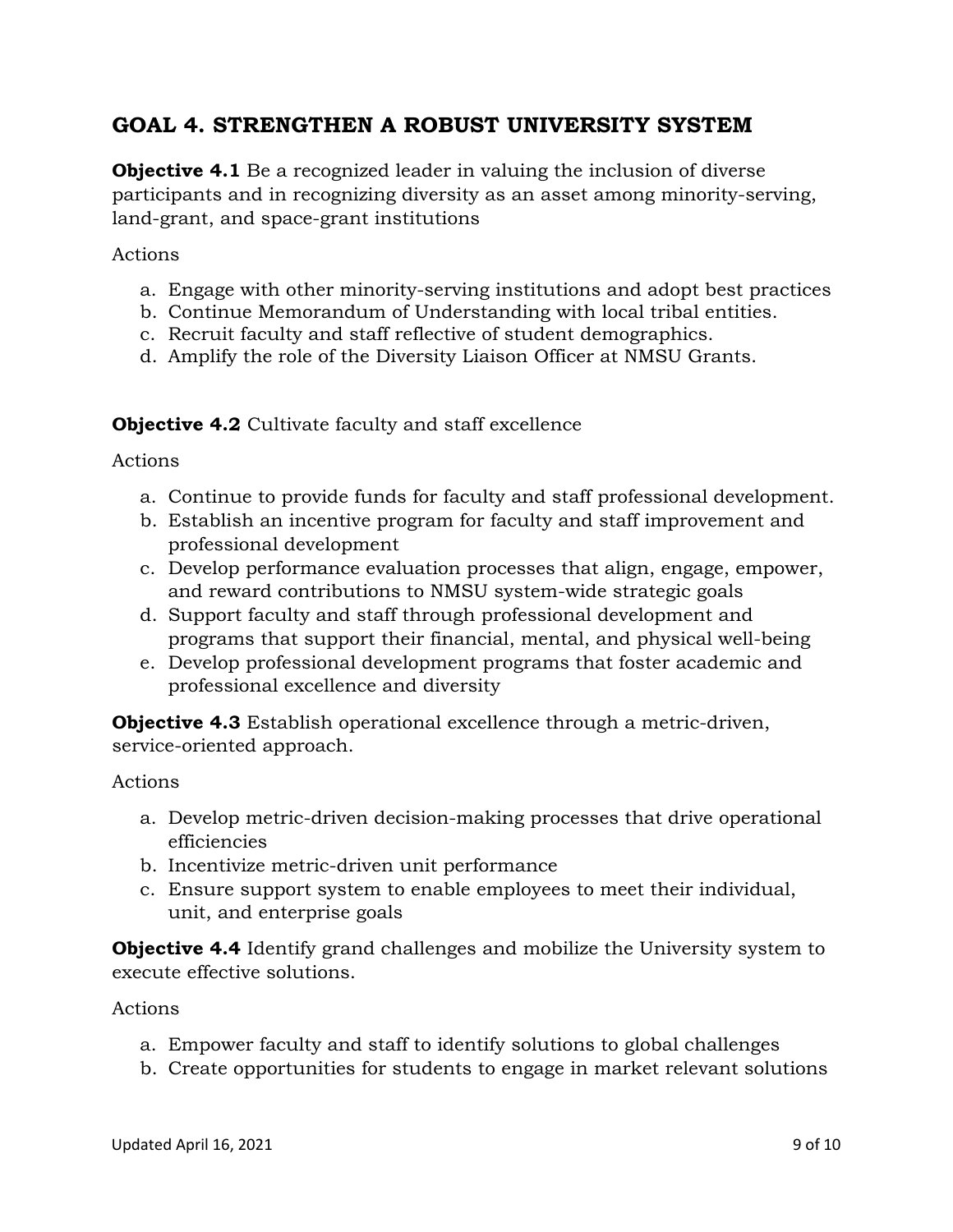## GOAL 4. STRENGTHEN A ROBUST UNIVERSITY SYSTEM

**Objective 4.1** Be a recognized leader in valuing the inclusion of diverse participants and in recognizing diversity as an asset among minority-serving, land-grant, and space-grant institutions

Actions

a. Engage with other minority-serving institutions and adopt best practices
b. Continue Memorandum of Understanding with local tribal entities.
c. Recruit faculty and staff reflective of student demographics.
d. Amplify the role of the Diversity Liaison Officer at NMSU Grants.

**Objective 4.2** Cultivate faculty and staff excellence

Actions

a. Continue to provide funds for faculty and staff professional development.
b. Establish an incentive program for faculty and staff improvement and professional development
c. Develop performance evaluation processes that align, engage, empower, and reward contributions to NMSU system-wide strategic goals
d. Support faculty and staff through professional development and programs that support their financial, mental, and physical well-being
e. Develop professional development programs that foster academic and professional excellence and diversity

**Objective 4.3** Establish operational excellence through a metric-driven, service-oriented approach.

Actions

a. Develop metric-driven decision-making processes that drive operational efficiencies
b. Incentivize metric-driven unit performance
c. Ensure support system to enable employees to meet their individual, unit, and enterprise goals

**Objective 4.4** Identify grand challenges and mobilize the University system to execute effective solutions.

Actions

a. Empower faculty and staff to identify solutions to global challenges
b. Create opportunities for students to engage in market relevant solutions

Updated April 16, 2021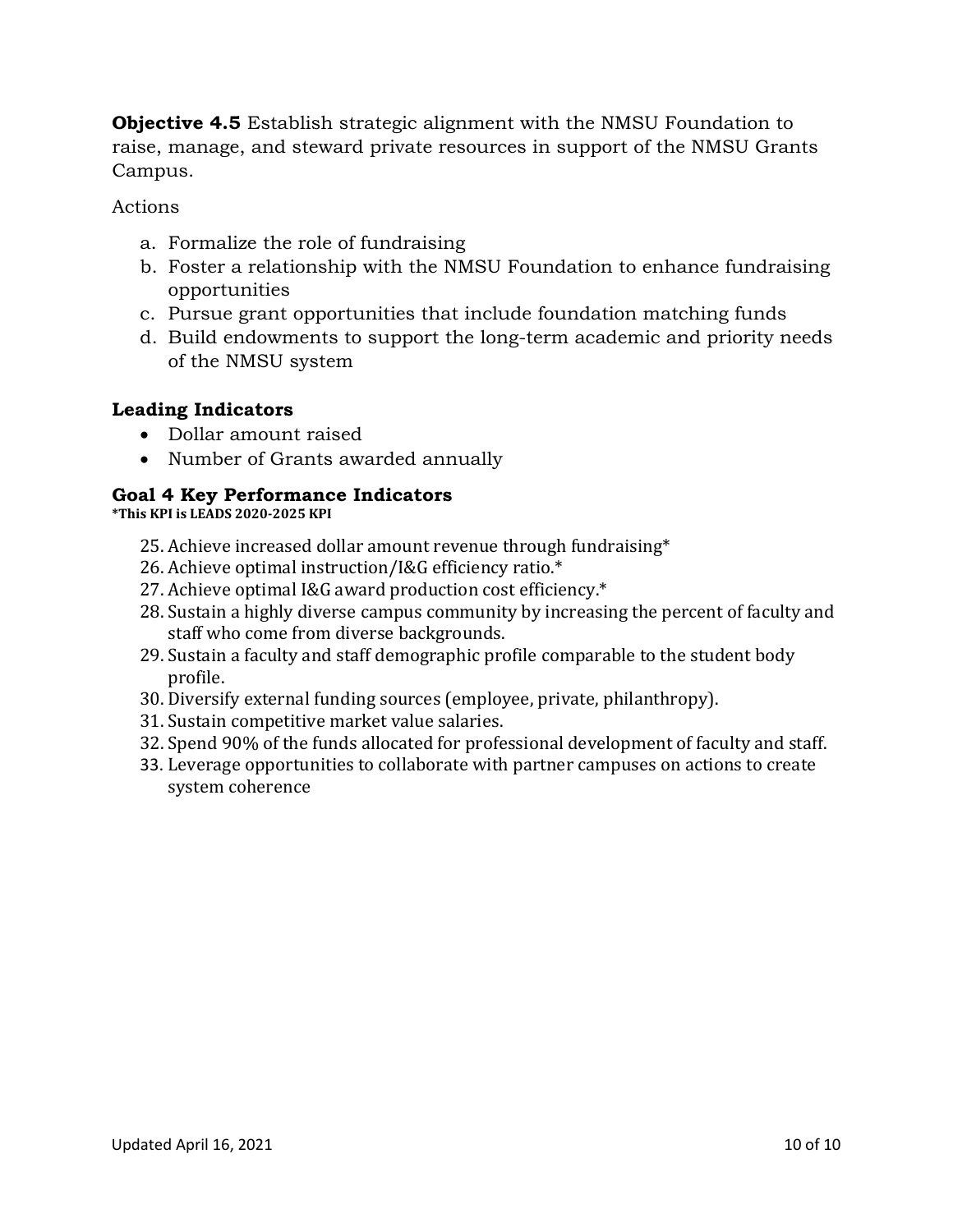**Objective 4.5** Establish strategic alignment with the NMSU Foundation to raise, manage, and steward private resources in support of the NMSU Grants Campus.

Actions

a. Formalize the role of fundraising
b. Foster a relationship with the NMSU Foundation to enhance fundraising opportunities
c. Pursue grant opportunities that include foundation matching funds
d. Build endowments to support the long-term academic and priority needs of the NMSU system

### Leading Indicators

- Dollar amount raised
- Number of Grants awarded annually

### Goal 4 Key Performance Indicators

**\*This KPI is LEADS 2020-2025 KPI**

25. Achieve increased dollar amount revenue through fundraising*
26. Achieve optimal instruction/I&G efficiency ratio.*
27. Achieve optimal I&G award production cost efficiency.*
28. Sustain a highly diverse campus community by increasing the percent of faculty and staff who come from diverse backgrounds.
29. Sustain a faculty and staff demographic profile comparable to the student body profile.
30. Diversify external funding sources (employee, private, philanthropy).
31. Sustain competitive market value salaries.
32. Spend 90% of the funds allocated for professional development of faculty and staff.
33. Leverage opportunities to collaborate with partner campuses on actions to create system coherence

Updated April 16, 2021